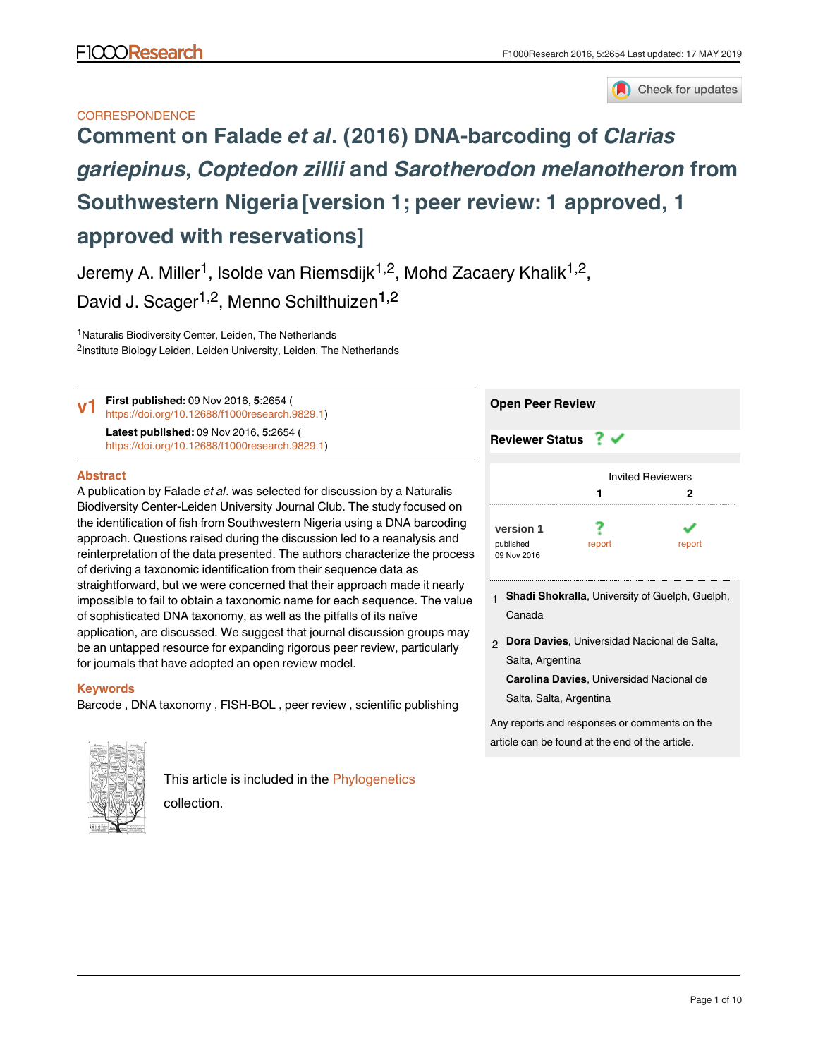CORRESPONDENCE

# Comment on Falade *et al*. (2016) DNA-barcoding of *Clarias gariepinus*, *Coptedon zillii* and *Sarotherodon melanotheron* from Southwestern Nigeria [version 1; peer review: 1 approved, 1 approved with reservations]

Jeremy A. Miller[1], Isolde van Riemsdijk[1,2], Mohd Zacaery Khalik[1,2], David J. Scager[1,2], Menno Schilthuizen[1,2]

[1]Naturalis Biodiversity Center, Leiden, The Netherlands
[2]Institute Biology Leiden, Leiden University, Leiden, The Netherlands

**v1** **First published:** 09 Nov 2016, **5**:2654 (https://doi.org/10.12688/f1000research.9829.1)
**Latest published:** 09 Nov 2016, **5**:2654 (https://doi.org/10.12688/f1000research.9829.1)

## Abstract

A publication by Falade *et al*. was selected for discussion by a Naturalis Biodiversity Center-Leiden University Journal Club. The study focused on the identification of fish from Southwestern Nigeria using a DNA barcoding approach. Questions raised during the discussion led to a reanalysis and reinterpretation of the data presented. The authors characterize the process of deriving a taxonomic identification from their sequence data as straightforward, but we were concerned that their approach made it nearly impossible to fail to obtain a taxonomic name for each sequence. The value of sophisticated DNA taxonomy, as well as the pitfalls of its naïve application, are discussed. We suggest that journal discussion groups may be an untapped resource for expanding rigorous peer review, particularly for journals that have adopted an open review model.

## Keywords

Barcode , DNA taxonomy , FISH-BOL , peer review , scientific publishing

This article is included in the Phylogenetics collection.

**Open Peer Review**

**Reviewer Status** ? ✔

| | Invited Reviewers | |
|---|---|---|
| | 1 | 2 |
| version 1 published 09 Nov 2016 | ? report | ✔ report |

1. **Shadi Shokralla**, University of Guelph, Guelph, Canada
2. **Dora Davies**, Universidad Nacional de Salta, Salta, Argentina
   **Carolina Davies**, Universidad Nacional de Salta, Salta, Argentina

Any reports and responses or comments on the article can be found at the end of the article.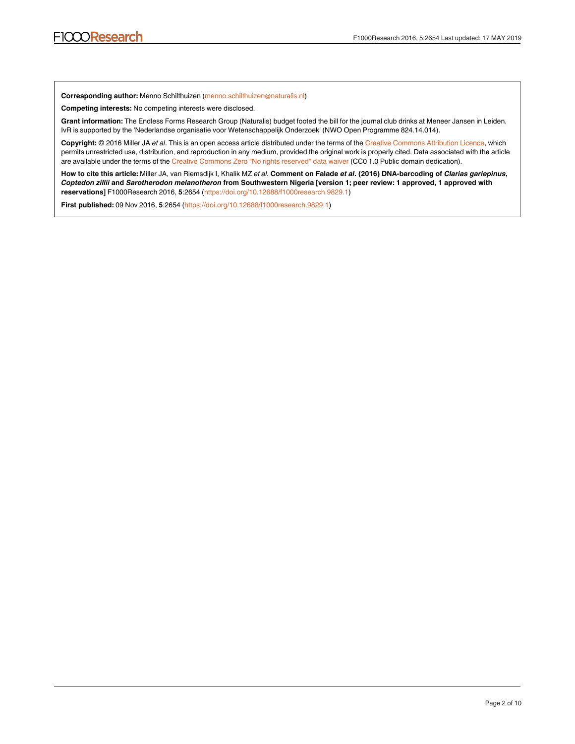**Corresponding author:** Menno Schilthuizen (menno.schilthuizen@naturalis.nl)

**Competing interests:** No competing interests were disclosed.

**Grant information:** The Endless Forms Research Group (Naturalis) budget footed the bill for the journal club drinks at Meneer Jansen in Leiden. IvR is supported by the 'Nederlandse organisatie voor Wetenschappelijk Onderzoek' (NWO Open Programme 824.14.014).

**Copyright:** © 2016 Miller JA *et al*. This is an open access article distributed under the terms of the Creative Commons Attribution Licence, which permits unrestricted use, distribution, and reproduction in any medium, provided the original work is properly cited. Data associated with the article are available under the terms of the Creative Commons Zero "No rights reserved" data waiver (CC0 1.0 Public domain dedication).

**How to cite this article:** Miller JA, van Riemsdijk I, Khalik MZ *et al.* **Comment on Falade *et al*. (2016) DNA-barcoding of *Clarias gariepinus*, *Coptedon zillii* and *Sarotherodon melanotheron* from Southwestern Nigeria [version 1; peer review: 1 approved, 1 approved with reservations]** F1000Research 2016, **5**:2654 (https://doi.org/10.12688/f1000research.9829.1)

**First published:** 09 Nov 2016, **5**:2654 (https://doi.org/10.12688/f1000research.9829.1)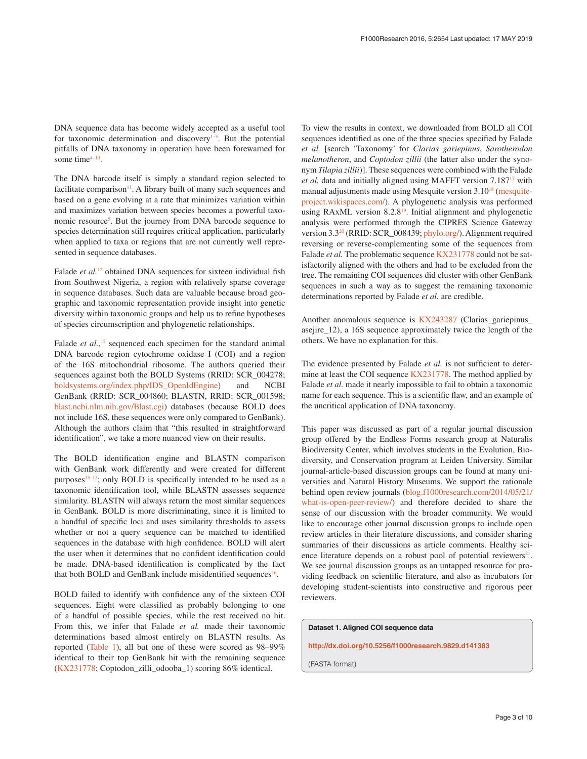DNA sequence data has become widely accepted as a useful tool for taxonomic determination and discovery[1–3]. But the potential pitfalls of DNA taxonomy in operation have been forewarned for some time[4–10].

The DNA barcode itself is simply a standard region selected to facilitate comparison[11]. A library built of many such sequences and based on a gene evolving at a rate that minimizes variation within and maximizes variation between species becomes a powerful taxonomic resource[5]. But the journey from DNA barcode sequence to species determination still requires critical application, particularly when applied to taxa or regions that are not currently well represented in sequence databases.

Falade *et al.*[12] obtained DNA sequences for sixteen individual fish from Southwest Nigeria, a region with relatively sparse coverage in sequence databases. Such data are valuable because broad geographic and taxonomic representation provide insight into genetic diversity within taxonomic groups and help us to refine hypotheses of species circumscription and phylogenetic relationships.

Falade *et al.*,[12] sequenced each specimen for the standard animal DNA barcode region cytochrome oxidase I (COI) and a region of the 16S mitochondrial ribosome. The authors queried their sequences against both the BOLD Systems (RRID: SCR_004278; boldsystems.org/index.php/IDS_OpenIdEngine) and NCBI GenBank (RRID: SCR_004860; BLASTN, RRID: SCR_001598; blast.ncbi.nlm.nih.gov/Blast.cgi) databases (because BOLD does not include 16S, these sequences were only compared to GenBank). Although the authors claim that "this resulted in straightforward identification", we take a more nuanced view on their results.

The BOLD identification engine and BLASTN comparison with GenBank work differently and were created for different purposes[13–15]; only BOLD is specifically intended to be used as a taxonomic identification tool, while BLASTN assesses sequence similarity. BLASTN will always return the most similar sequences in GenBank. BOLD is more discriminating, since it is limited to a handful of specific loci and uses similarity thresholds to assess whether or not a query sequence can be matched to identified sequences in the database with high confidence. BOLD will alert the user when it determines that no confident identification could be made. DNA-based identification is complicated by the fact that both BOLD and GenBank include misidentified sequences[16].

BOLD failed to identify with confidence any of the sixteen COI sequences. Eight were classified as probably belonging to one of a handful of possible species, while the rest received no hit. From this, we infer that Falade *et al.* made their taxonomic determinations based almost entirely on BLASTN results. As reported (Table 1), all but one of these were scored as 98–99% identical to their top GenBank hit with the remaining sequence (KX231778; Coptodon_zilli_odooba_1) scoring 86% identical.

To view the results in context, we downloaded from BOLD all COI sequences identified as one of the three species specified by Falade *et al.* [search 'Taxonomy' for *Clarias gariepinus*, *Sarotherodon melanotheron*, and *Coptodon zillii* (the latter also under the synonym *Tilapia zillii*)]. These sequences were combined with the Falade *et al.* data and initially aligned using MAFFT version 7.187[17] with manual adjustments made using Mesquite version 3.10[18] (mesquite-project.wikispaces.com/). A phylogenetic analysis was performed using RAxML version 8.2.8[19]. Initial alignment and phylogenetic analysis were performed through the CIPRES Science Gateway version 3.3[20] (RRID: SCR_008439; phylo.org/). Alignment required reversing or reverse-complementing some of the sequences from Falade *et al.* The problematic sequence KX231778 could not be satisfactorily aligned with the others and had to be excluded from the tree. The remaining COI sequences did cluster with other GenBank sequences in such a way as to suggest the remaining taxonomic determinations reported by Falade *et al.* are credible.

Another anomalous sequence is KX243287 (Clarias_gariepinus_asejire_12), a 16S sequence approximately twice the length of the others. We have no explanation for this.

The evidence presented by Falade *et al.* is not sufficient to determine at least the COI sequence KX231778. The method applied by Falade *et al.* made it nearly impossible to fail to obtain a taxonomic name for each sequence. This is a scientific flaw, and an example of the uncritical application of DNA taxonomy.

This paper was discussed as part of a regular journal discussion group offered by the Endless Forms research group at Naturalis Biodiversity Center, which involves students in the Evolution, Biodiversity, and Conservation program at Leiden University. Similar journal-article-based discussion groups can be found at many universities and Natural History Museums. We support the rationale behind open review journals (blog.f1000research.com/2014/05/21/what-is-open-peer-review/) and therefore decided to share the sense of our discussion with the broader community. We would like to encourage other journal discussion groups to include open review articles in their literature discussions, and consider sharing summaries of their discussions as article comments. Healthy science literature depends on a robust pool of potential reviewers[21]. We see journal discussion groups as an untapped resource for providing feedback on scientific literature, and also as incubators for developing student-scientists into constructive and rigorous peer reviewers.

**Dataset 1. Aligned COI sequence data**

**http://dx.doi.org/10.5256/f1000research.9829.d141383**

(FASTA format)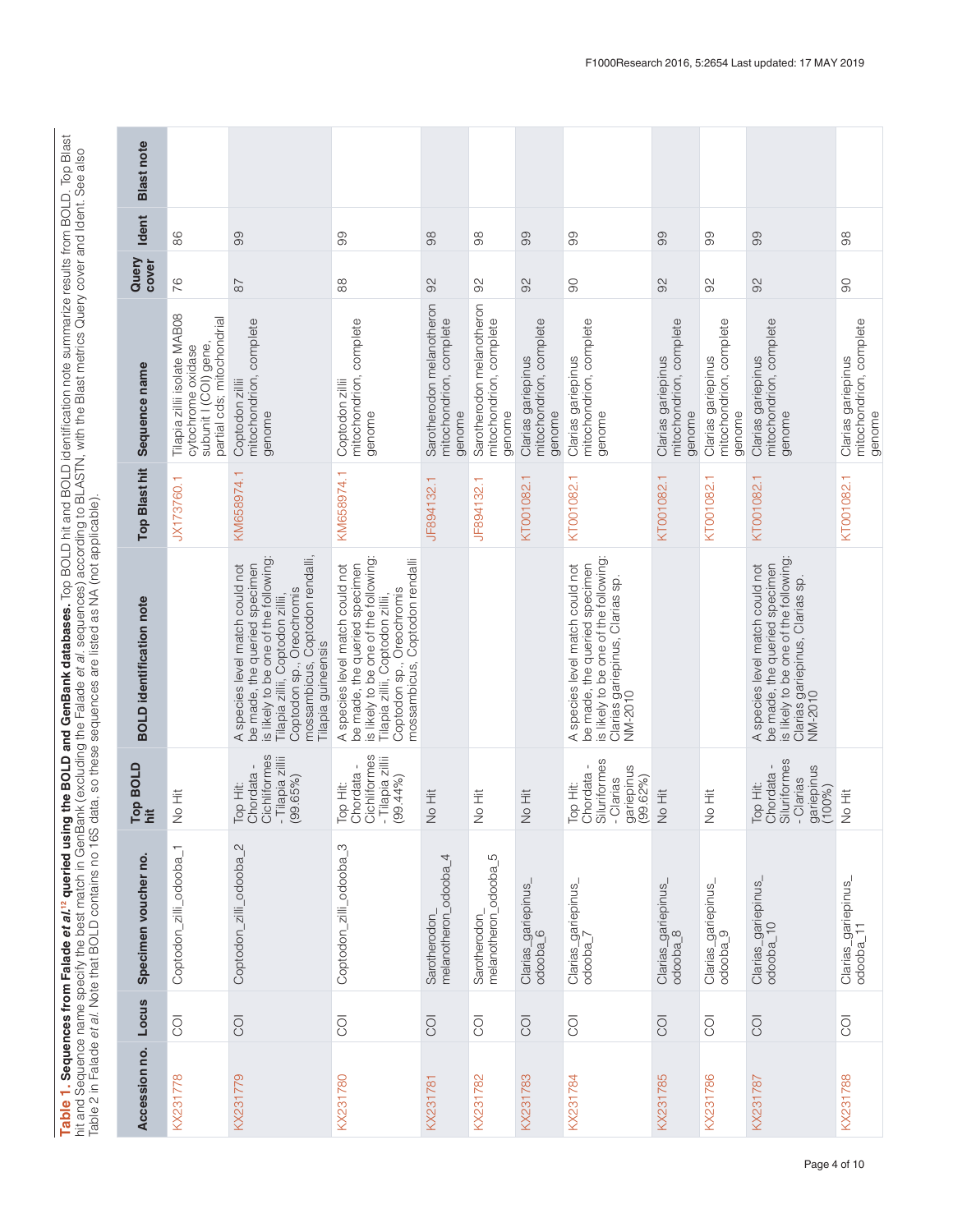**Table 1. Sequences from Falade *et al.*[12] queried using the BOLD and GenBank databases.** Top BOLD hit and BOLD identification note summarize results from BOLD. Top Blast hit and Sequence name specify the best match in GenBank (excluding the Falade *et al.* sequences) according to BLASTN, with the Blast metrics Query cover and Ident. See also Table 2 in Falade *et al.* Note that BOLD contains no 16S data, so these sequences are listed as NA (not applicable).

| Accession no. | Locus | Specimen voucher no. | Top BOLD hit | BOLD identification note | Top Blast hit | Sequence name | Query cover | Ident | Blast note |
|---|---|---|---|---|---|---|---|---|---|
| KX231778 | COI | Coptodon_zilli_odooba_1 | No Hit | | JX173760.1 | Tilapia zillii isolate MAB08 cytochrome oxidase subunit I (COI) gene, partial cds; mitochondrial | 76 | 86 | |
| KX231779 | COI | Coptodon_zilli_odooba_2 | Top Hit: Chordata - Cichliformes - Tilapia zillii (99.65%) | A species level match could not be made, the queried specimen is likely to be one of the following: Tilapia zillii, Coptodon zillii, Coptodon sp., Oreochromis mossambicus, Coptodon rendalli, Tilapia guineensis | KM658974.1 | Coptodon zillii mitochondrion, complete genome | 87 | 99 | |
| KX231780 | COI | Coptodon_zilli_odooba_3 | Top Hit: Chordata - Cichliformes - Tilapia zillii (99.44%) | A species level match could not be made, the queried specimen is likely to be one of the following: Tilapia zillii, Coptodon zillii, Coptodon sp., Oreochromis mossambicus, Coptodon rendalli | KM658974.1 | Coptodon zillii mitochondrion, complete genome | 88 | 99 | |
| KX231781 | COI | Sarotherodon_melanotheron_odooba_4 | No Hit | | JF894132.1 | Sarotherodon melanotheron mitochondrion, complete genome | 92 | 98 | |
| KX231782 | COI | Sarotherodon_melanotheron_odooba_5 | No Hit | | JF894132.1 | Sarotherodon melanotheron mitochondrion, complete genome | 92 | 98 | |
| KX231783 | COI | Clarias_gariepinus_odooba_6 | No Hit | | KT001082.1 | Clarias gariepinus mitochondrion, complete genome | 92 | 99 | |
| KX231784 | COI | Clarias_gariepinus_odooba_7 | Top Hit: Chordata - Siluriformes - Clarias gariepinus (99.62%) | A species level match could not be made, the queried specimen is likely to be one of the following: Clarias gariepinus, Clarias sp. NM-2010 | KT001082.1 | Clarias gariepinus mitochondrion, complete genome | 90 | 99 | |
| KX231785 | COI | Clarias_gariepinus_odooba_8 | No Hit | | KT001082.1 | Clarias gariepinus mitochondrion, complete genome | 92 | 99 | |
| KX231786 | COI | Clarias_gariepinus_odooba_9 | No Hit | | KT001082.1 | Clarias gariepinus mitochondrion, complete genome | 92 | 99 | |
| KX231787 | COI | Clarias_gariepinus_odooba_10 | Top Hit: Chordata - Siluriformes - Clarias gariepinus (100%) | A species level match could not be made, the queried specimen is likely to be one of the following: Clarias gariepinus, Clarias sp. NM-2010 | KT001082.1 | Clarias gariepinus mitochondrion, complete genome | 92 | 99 | |
| KX231788 | COI | Clarias_gariepinus_odooba_11 | No Hit | | KT001082.1 | Clarias gariepinus mitochondrion, complete genome | 90 | 98 | |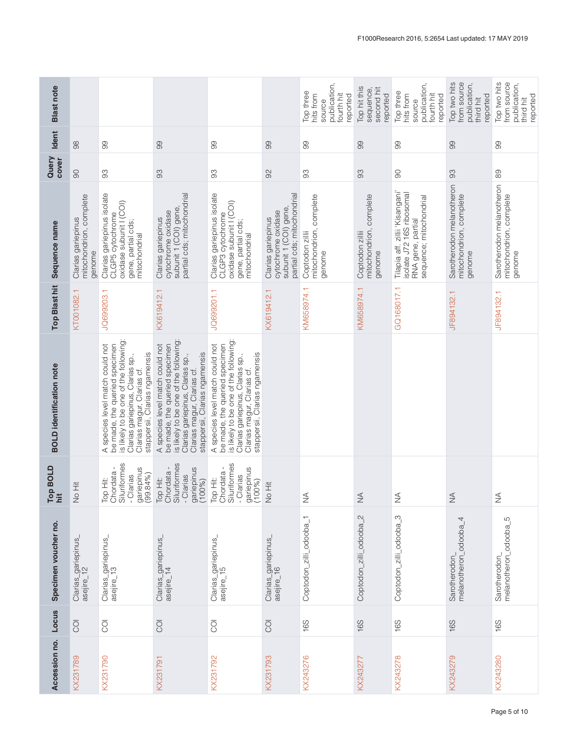| Accession no. | Locus | Specimen voucher no. | Top BOLD hit | BOLD identification note | Top Blast hit | Sequence name | Query cover | Ident | Blast note |
|---|---|---|---|---|---|---|---|---|---|
| KX231789 | COI | Clarias_gariepinus_asejire_12 | No Hit | | KT001082.1 | Clarias gariepinus mitochondrion, complete genome | 90 | 98 | |
| KX231790 | COI | Clarias_gariepinus_asejire_13 | Top Hit: Chordata - Siluriformes - Clarias gariepinus (99.84%) | A species level match could not be made, the queried specimen is likely to be one of the following: Clarias gariepinus, Clarias sp., Clarias magur, Clarias cf. stappersii, Clarias ngamensis | JQ699203.1 | Clarias gariepinus isolate CLGP5 cytochrome oxidase subunit I (COI) gene, partial cds; mitochondrial | 93 | 99 | |
| KX231791 | COI | Clarias_gariepinus_asejire_14 | Top Hit: Chordata - Siluriformes - Clarias gariepinus (100%) | A species level match could not be made, the queried specimen is likely to be one of the following: Clarias gariepinus, Clarias sp., Clarias magur, Clarias cf. stappersii, Clarias ngamensis | KX619412.1 | Clarias gariepinus cytochrome oxidase subunit 1 (COI) gene, partial cds; mitochondrial | 93 | 99 | |
| KX231792 | COI | Clarias_gariepinus_asejire_15 | Top Hit: Chordata - Siluriformes - Clarias gariepinus (100%) | A species level match could not be made, the queried specimen is likely to be one of the following: Clarias gariepinus, Clarias sp., Clarias magur, Clarias cf. stappersii, Clarias ngamensis | JQ699201.1 | Clarias gariepinus isolate CLGP3 cytochrome oxidase subunit I (COI) gene, partial cds; mitochondrial | 93 | 99 | |
| KX231793 | COI | Clarias_gariepinus_asejire_16 | No Hit | | KX619412.1 | Clarias gariepinus cytochrome oxidase subunit 1 (COI) gene, partial cds; mitochondrial | 92 | 99 | |
| KX243276 | 16S | Coptodon_zilli_odooba_1 | NA | | KM658974.1 | Coptodon zillii mitochondrion, complete genome | 93 | 99 | Top three hits from source publication, fourth hit reported |
| KX243277 | 16S | Coptodon_zilli_odooba_2 | NA | | KM658974.1 | Coptodon zillii mitochondrion, complete genome | 93 | 99 | Top hit this sequence, second hit reported |
| KX243278 | 16S | Coptodon_zilli_odooba_3 | NA | | GQ168017.1 | Tilapia aff. zillii 'Kisangani' isolate J72 16S ribosomal RNA gene, partial sequence; mitochondrial | 90 | 99 | Top three hits from source publication, fourth hit reported |
| KX243279 | 16S | Sarotherodon_melanotheron_odooba_4 | NA | | JF894132.1 | Sarotherodon melanotheron mitochondrion, complete genome | 93 | 99 | Top two hits from source publication, third hit reported |
| KX243280 | 16S | Sarotherodon_melanotheron_odooba_5 | NA | | JF894132.1 | Sarotherodon melanotheron mitochondrion, complete genome | 89 | 99 | Top two hits from source publication, third hit reported |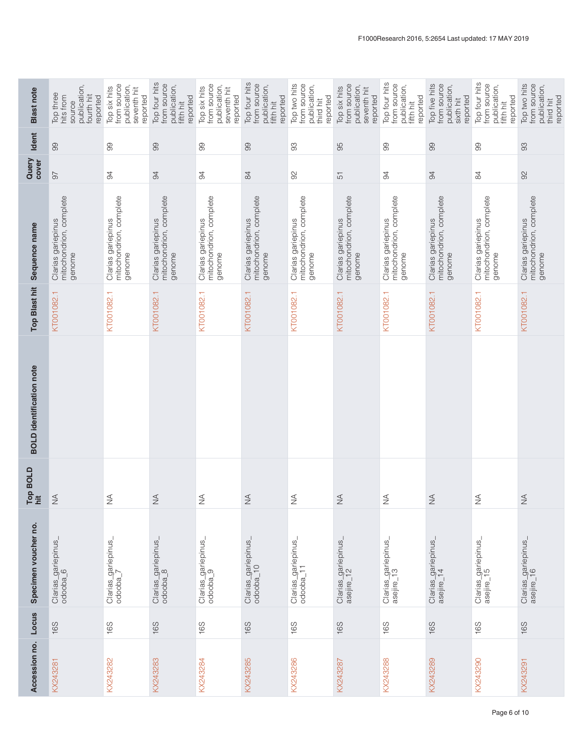| Accession no. | Locus | Specimen voucher no. | Top BOLD hit | BOLD identification note | Top Blast hit | Sequence name | Query cover | Ident | Blast note |
|---|---|---|---|---|---|---|---|---|---|
| KX243281 | 16S | Clarias_gariepinus_odooba_6 | NA | | KT001082.1 | Clarias gariepinus mitochondrion, complete genome | 97 | 99 | Top three hits from source publication, fourth hit reported |
| KX243282 | 16S | Clarias_gariepinus_odooba_7 | NA | | KT001082.1 | Clarias gariepinus mitochondrion, complete genome | 94 | 99 | Top six hits from source publication, seventh hit reported |
| KX243283 | 16S | Clarias_gariepinus_odooba_8 | NA | | KT001082.1 | Clarias gariepinus mitochondrion, complete genome | 94 | 99 | Top four hits from source publication, fifth hit reported |
| KX243284 | 16S | Clarias_gariepinus_odooba_9 | NA | | KT001082.1 | Clarias gariepinus mitochondrion, complete genome | 94 | 99 | Top six hits from source publication, seventh hit reported |
| KX243285 | 16S | Clarias_gariepinus_odooba_10 | NA | | KT001082.1 | Clarias gariepinus mitochondrion, complete genome | 84 | 99 | Top four hits from source publication, fifth hit reported |
| KX243286 | 16S | Clarias_gariepinus_odooba_11 | NA | | KT001082.1 | Clarias gariepinus mitochondrion, complete genome | 92 | 93 | Top two hits from source publication, third hit reported |
| KX243287 | 16S | Clarias_gariepinus_asejire_12 | NA | | KT001082.1 | Clarias gariepinus mitochondrion, complete genome | 51 | 95 | Top six hits from source publication, seventh hit reported |
| KX243288 | 16S | Clarias_gariepinus_asejire_13 | NA | | KT001082.1 | Clarias gariepinus mitochondrion, complete genome | 94 | 99 | Top four hits from source publication, fifth hit reported |
| KX243289 | 16S | Clarias_gariepinus_asejire_14 | NA | | KT001082.1 | Clarias gariepinus mitochondrion, complete genome | 94 | 99 | Top five hits from source publication, sixth hit reported |
| KX243290 | 16S | Clarias_gariepinus_asejire_15 | NA | | KT001082.1 | Clarias gariepinus mitochondrion, complete genome | 84 | 99 | Top four hits from source publication, fifth hit reported |
| KX243291 | 16S | Clarias_gariepinus_asejire_16 | NA | | KT001082.1 | Clarias gariepinus mitochondrion, complete genome | 92 | 93 | Top two hits from source publication, third hit reported |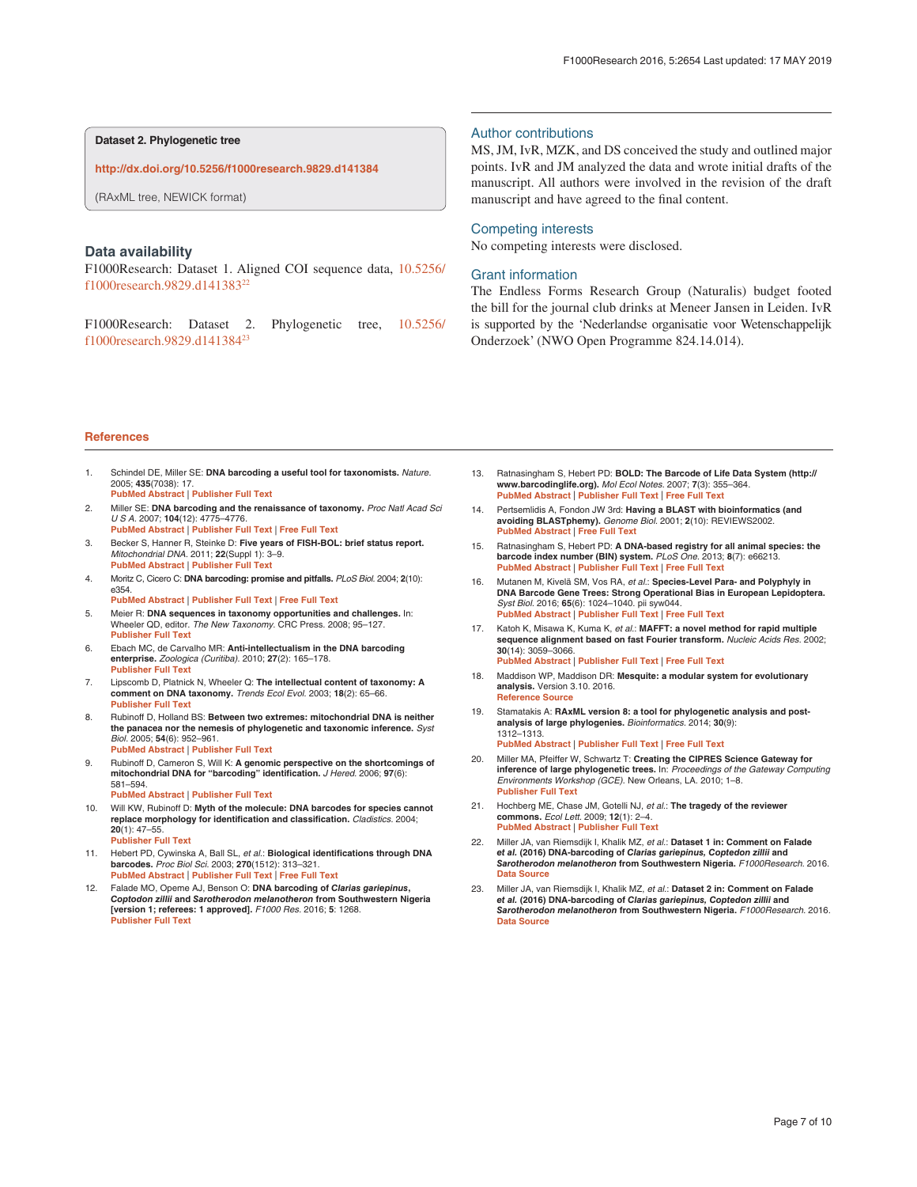**Dataset 2. Phylogenetic tree**

http://dx.doi.org/10.5256/f1000research.9829.d141384

(RAxML tree, NEWICK format)

## Data availability

F1000Research: Dataset 1. Aligned COI sequence data, 10.5256/f1000research.9829.d141383[22]

F1000Research: Dataset 2. Phylogenetic tree, 10.5256/f1000research.9829.d141384[23]

## Author contributions

MS, JM, IvR, MZK, and DS conceived the study and outlined major points. IvR and JM analyzed the data and wrote initial drafts of the manuscript. All authors were involved in the revision of the draft manuscript and have agreed to the final content.

## Competing interests

No competing interests were disclosed.

## Grant information

The Endless Forms Research Group (Naturalis) budget footed the bill for the journal club drinks at Meneer Jansen in Leiden. IvR is supported by the 'Nederlandse organisatie voor Wetenschappelijk Onderzoek' (NWO Open Programme 824.14.014).

## References

1. Schindel DE, Miller SE: **DNA barcoding a useful tool for taxonomists.** *Nature.* 2005; **435**(7038): 17.
PubMed Abstract | Publisher Full Text
2. Miller SE: **DNA barcoding and the renaissance of taxonomy.** *Proc Natl Acad Sci U S A.* 2007; **104**(12): 4775–4776.
PubMed Abstract | Publisher Full Text | Free Full Text
3. Becker S, Hanner R, Steinke D: **Five years of FISH-BOL: brief status report.** *Mitochondrial DNA.* 2011; **22**(Suppl 1): 3–9.
PubMed Abstract | Publisher Full Text
4. Moritz C, Cicero C: **DNA barcoding: promise and pitfalls.** *PLoS Biol.* 2004; **2**(10): e354.
PubMed Abstract | Publisher Full Text | Free Full Text
5. Meier R: **DNA sequences in taxonomy opportunities and challenges.** In: Wheeler QD, editor. *The New Taxonomy.* CRC Press. 2008; 95–127.
Publisher Full Text
6. Ebach MC, de Carvalho MR: **Anti-intellectualism in the DNA barcoding enterprise.** *Zoologica (Curitiba).* 2010; **27**(2): 165–178.
Publisher Full Text
7. Lipscomb D, Platnick N, Wheeler Q: **The intellectual content of taxonomy: A comment on DNA taxonomy.** *Trends Ecol Evol.* 2003; **18**(2): 65–66.
Publisher Full Text
8. Rubinoff D, Holland BS: **Between two extremes: mitochondrial DNA is neither the panacea nor the nemesis of phylogenetic and taxonomic inference.** *Syst Biol.* 2005; **54**(6): 952–961.
PubMed Abstract | Publisher Full Text
9. Rubinoff D, Cameron S, Will K: **A genomic perspective on the shortcomings of mitochondrial DNA for "barcoding" identification.** *J Hered.* 2006; **97**(6): 581–594.
PubMed Abstract | Publisher Full Text
10. Will KW, Rubinoff D: **Myth of the molecule: DNA barcodes for species cannot replace morphology for identification and classification.** *Cladistics.* 2004; **20**(1): 47–55.
Publisher Full Text
11. Hebert PD, Cywinska A, Ball SL, *et al.*: **Biological identifications through DNA barcodes.** *Proc Biol Sci.* 2003; **270**(1512): 313–321.
PubMed Abstract | Publisher Full Text | Free Full Text
12. Falade MO, Opeme AJ, Benson O: **DNA barcoding of *Clarias gariepinus*, *Coptodon zillii* and *Sarotherodon melanotheron* from Southwestern Nigeria [version 1; referees: 1 approved].** *F1000 Res.* 2016; **5**: 1268.
Publisher Full Text
13. Ratnasingham S, Hebert PD: **BOLD: The Barcode of Life Data System (http://www.barcodinglife.org).** *Mol Ecol Notes.* 2007; **7**(3): 355–364.
PubMed Abstract | Publisher Full Text | Free Full Text
14. Pertsemlidis A, Fondon JW 3rd: **Having a BLAST with bioinformatics (and avoiding BLASTphemy).** *Genome Biol.* 2001; **2**(10): REVIEWS2002.
PubMed Abstract | Free Full Text
15. Ratnasingham S, Hebert PD: **A DNA-based registry for all animal species: the barcode index number (BIN) system.** *PLoS One.* 2013; **8**(7): e66213.
PubMed Abstract | Publisher Full Text | Free Full Text
16. Mutanen M, Kivelä SM, Vos RA, *et al.*: **Species-Level Para- and Polyphyly in DNA Barcode Gene Trees: Strong Operational Bias in European Lepidoptera.** *Syst Biol.* 2016; **65**(6): 1024–1040. pii syw044.
PubMed Abstract | Publisher Full Text | Free Full Text
17. Katoh K, Misawa K, Kuma K, *et al.*: **MAFFT: a novel method for rapid multiple sequence alignment based on fast Fourier transform.** *Nucleic Acids Res.* 2002; **30**(14): 3059–3066.
PubMed Abstract | Publisher Full Text | Free Full Text
18. Maddison WP, Maddison DR: **Mesquite: a modular system for evolutionary analysis.** Version 3.10. 2016.
Reference Source
19. Stamatakis A: **RAxML version 8: a tool for phylogenetic analysis and post-analysis of large phylogenies.** *Bioinformatics.* 2014; **30**(9): 1312–1313.
PubMed Abstract | Publisher Full Text | Free Full Text
20. Miller MA, Pfeiffer W, Schwartz T: **Creating the CIPRES Science Gateway for inference of large phylogenetic trees.** In: *Proceedings of the Gateway Computing Environments Workshop (GCE).* New Orleans, LA. 2010; 1–8.
Publisher Full Text
21. Hochberg ME, Chase JM, Gotelli NJ, *et al.*: **The tragedy of the reviewer commons.** *Ecol Lett.* 2009; **12**(1): 2–4.
PubMed Abstract | Publisher Full Text
22. Miller JA, van Riemsdijk I, Khalik MZ, *et al.*: **Dataset 1 in: Comment on Falade *et al.* (2016) DNA-barcoding of *Clarias gariepinus*, *Coptedon zillii* and *Sarotherodon melanotheron* from Southwestern Nigeria.** *F1000Research.* 2016.
Data Source
23. Miller JA, van Riemsdijk I, Khalik MZ, *et al.*: **Dataset 2 in: Comment on Falade *et al.* (2016) DNA-barcoding of *Clarias gariepinus*, *Coptedon zillii* and *Sarotherodon melanotheron* from Southwestern Nigeria.** *F1000Research.* 2016.
Data Source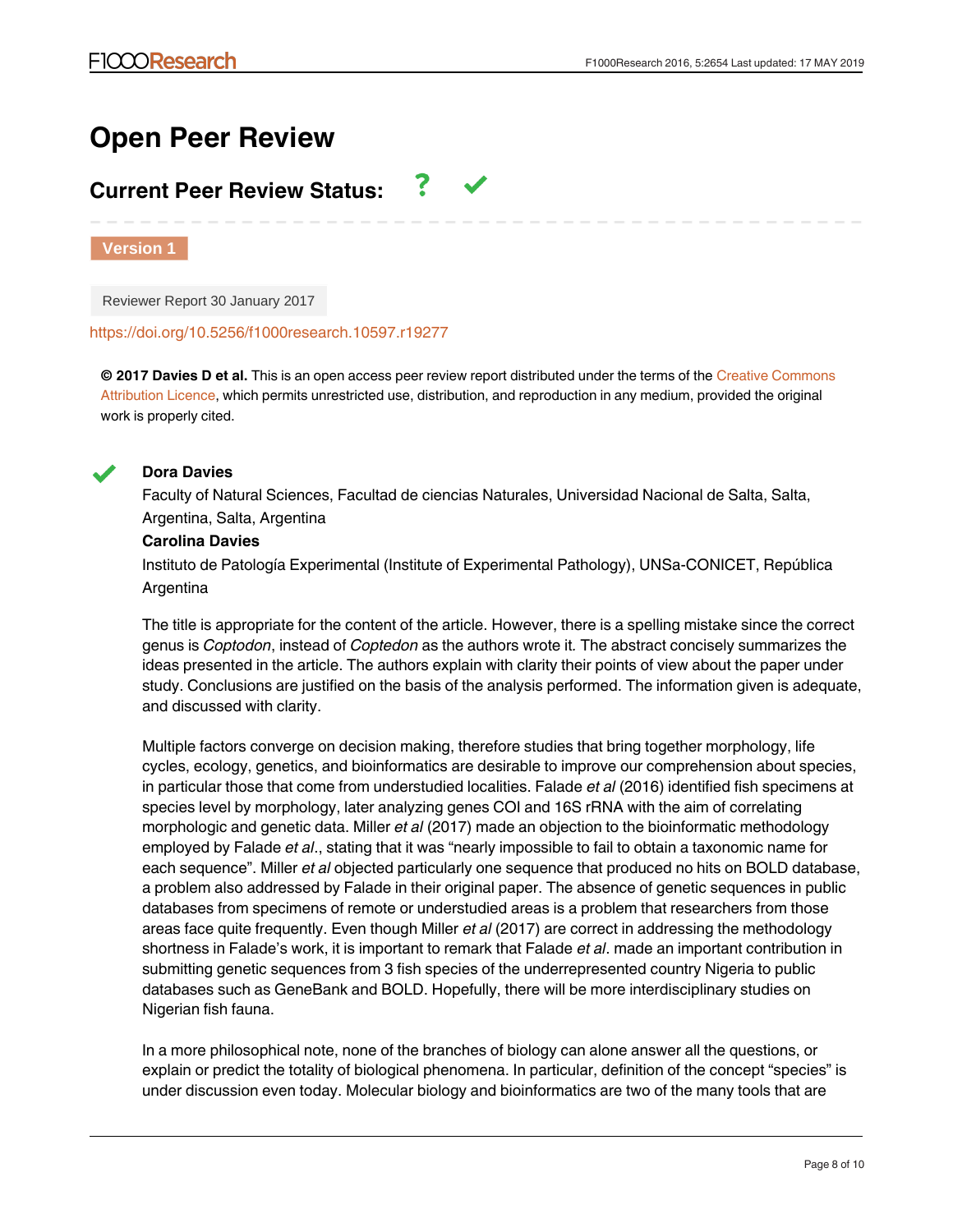# Open Peer Review

## Current Peer Review Status: ? ✓

**Version 1**

Reviewer Report 30 January 2017

https://doi.org/10.5256/f1000research.10597.r19277

**© 2017 Davies D et al.** This is an open access peer review report distributed under the terms of the Creative Commons Attribution Licence, which permits unrestricted use, distribution, and reproduction in any medium, provided the original work is properly cited.

✓ **Dora Davies**

Faculty of Natural Sciences, Facultad de ciencias Naturales, Universidad Nacional de Salta, Salta, Argentina, Salta, Argentina

**Carolina Davies**

Instituto de Patología Experimental (Institute of Experimental Pathology), UNSa-CONICET, República Argentina

The title is appropriate for the content of the article. However, there is a spelling mistake since the correct genus is *Coptodon*, instead of *Coptedon* as the authors wrote it. The abstract concisely summarizes the ideas presented in the article. The authors explain with clarity their points of view about the paper under study. Conclusions are justified on the basis of the analysis performed. The information given is adequate, and discussed with clarity.

Multiple factors converge on decision making, therefore studies that bring together morphology, life cycles, ecology, genetics, and bioinformatics are desirable to improve our comprehension about species, in particular those that come from understudied localities. Falade *et al* (2016) identified fish specimens at species level by morphology, later analyzing genes COI and 16S rRNA with the aim of correlating morphologic and genetic data. Miller *et al* (2017) made an objection to the bioinformatic methodology employed by Falade *et al*., stating that it was "nearly impossible to fail to obtain a taxonomic name for each sequence". Miller *et al* objected particularly one sequence that produced no hits on BOLD database, a problem also addressed by Falade in their original paper. The absence of genetic sequences in public databases from specimens of remote or understudied areas is a problem that researchers from those areas face quite frequently. Even though Miller *et al* (2017) are correct in addressing the methodology shortness in Falade's work, it is important to remark that Falade *et al*. made an important contribution in submitting genetic sequences from 3 fish species of the underrepresented country Nigeria to public databases such as GeneBank and BOLD. Hopefully, there will be more interdisciplinary studies on Nigerian fish fauna.

In a more philosophical note, none of the branches of biology can alone answer all the questions, or explain or predict the totality of biological phenomena. In particular, definition of the concept "species" is under discussion even today. Molecular biology and bioinformatics are two of the many tools that are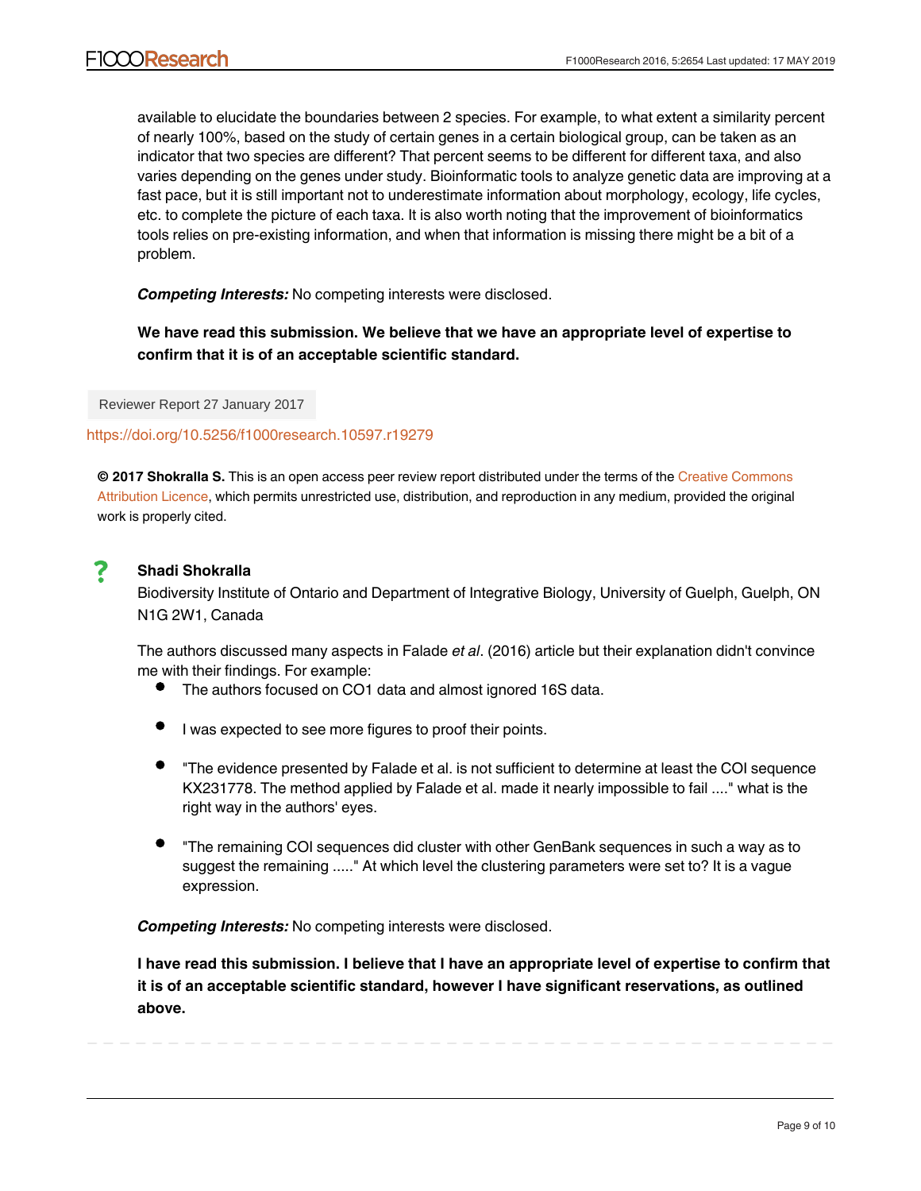available to elucidate the boundaries between 2 species. For example, to what extent a similarity percent of nearly 100%, based on the study of certain genes in a certain biological group, can be taken as an indicator that two species are different? That percent seems to be different for different taxa, and also varies depending on the genes under study. Bioinformatic tools to analyze genetic data are improving at a fast pace, but it is still important not to underestimate information about morphology, ecology, life cycles, etc. to complete the picture of each taxa. It is also worth noting that the improvement of bioinformatics tools relies on pre-existing information, and when that information is missing there might be a bit of a problem.

***Competing Interests:*** No competing interests were disclosed.

**We have read this submission. We believe that we have an appropriate level of expertise to confirm that it is of an acceptable scientific standard.**

Reviewer Report 27 January 2017

https://doi.org/10.5256/f1000research.10597.r19279

**© 2017 Shokralla S.** This is an open access peer review report distributed under the terms of the Creative Commons Attribution Licence, which permits unrestricted use, distribution, and reproduction in any medium, provided the original work is properly cited.

?

**Shadi Shokralla**

Biodiversity Institute of Ontario and Department of Integrative Biology, University of Guelph, Guelph, ON N1G 2W1, Canada

The authors discussed many aspects in Falade *et al*. (2016) article but their explanation didn't convince me with their findings. For example:

- The authors focused on CO1 data and almost ignored 16S data.
- I was expected to see more figures to proof their points.
- "The evidence presented by Falade et al. is not sufficient to determine at least the COI sequence KX231778. The method applied by Falade et al. made it nearly impossible to fail ...." what is the right way in the authors' eyes.
- "The remaining COI sequences did cluster with other GenBank sequences in such a way as to suggest the remaining ....." At which level the clustering parameters were set to? It is a vague expression.

***Competing Interests:*** No competing interests were disclosed.

**I have read this submission. I believe that I have an appropriate level of expertise to confirm that it is of an acceptable scientific standard, however I have significant reservations, as outlined above.**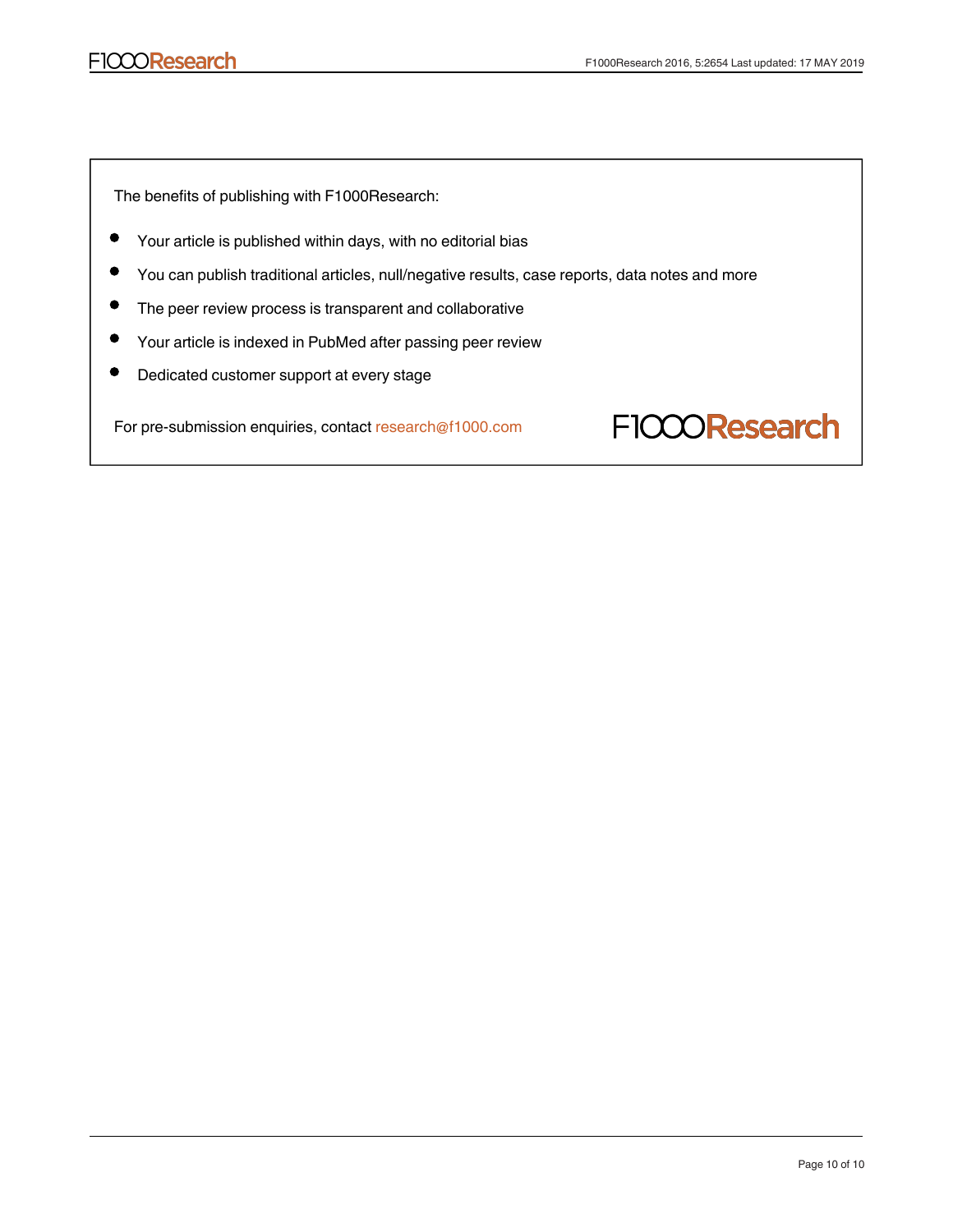The benefits of publishing with F1000Research:

- Your article is published within days, with no editorial bias
- You can publish traditional articles, null/negative results, case reports, data notes and more
- The peer review process is transparent and collaborative
- Your article is indexed in PubMed after passing peer review
- Dedicated customer support at every stage

For pre-submission enquiries, contact research@f1000.com

F1000Research